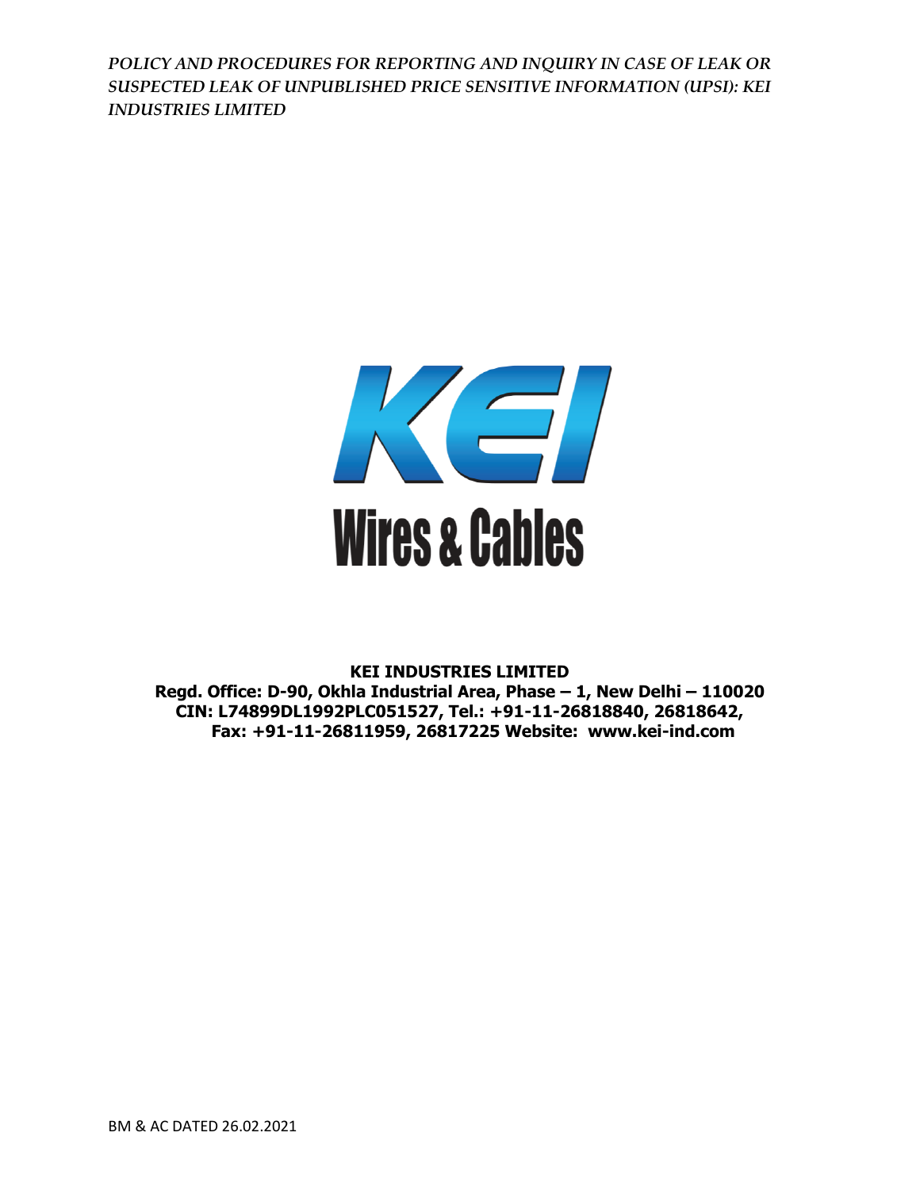*POLICY AND PROCEDURES FOR REPORTING AND INQUIRY IN CASE OF LEAK OR SUSPECTED LEAK OF UNPUBLISHED PRICE SENSITIVE INFORMATION (UPSI): KEI INDUSTRIES LIMITED*

KEI

Wires & Cables

**KEI INDUSTRIES LIMITED**
**Regd. Office: D-90, Okhla Industrial Area, Phase – 1, New Delhi – 110020**
**CIN: L74899DL1992PLC051527, Tel.: +91-11-26818840, 26818642,**
**Fax: +91-11-26811959, 26817225 Website: www.kei-ind.com**

BM & AC DATED 26.02.2021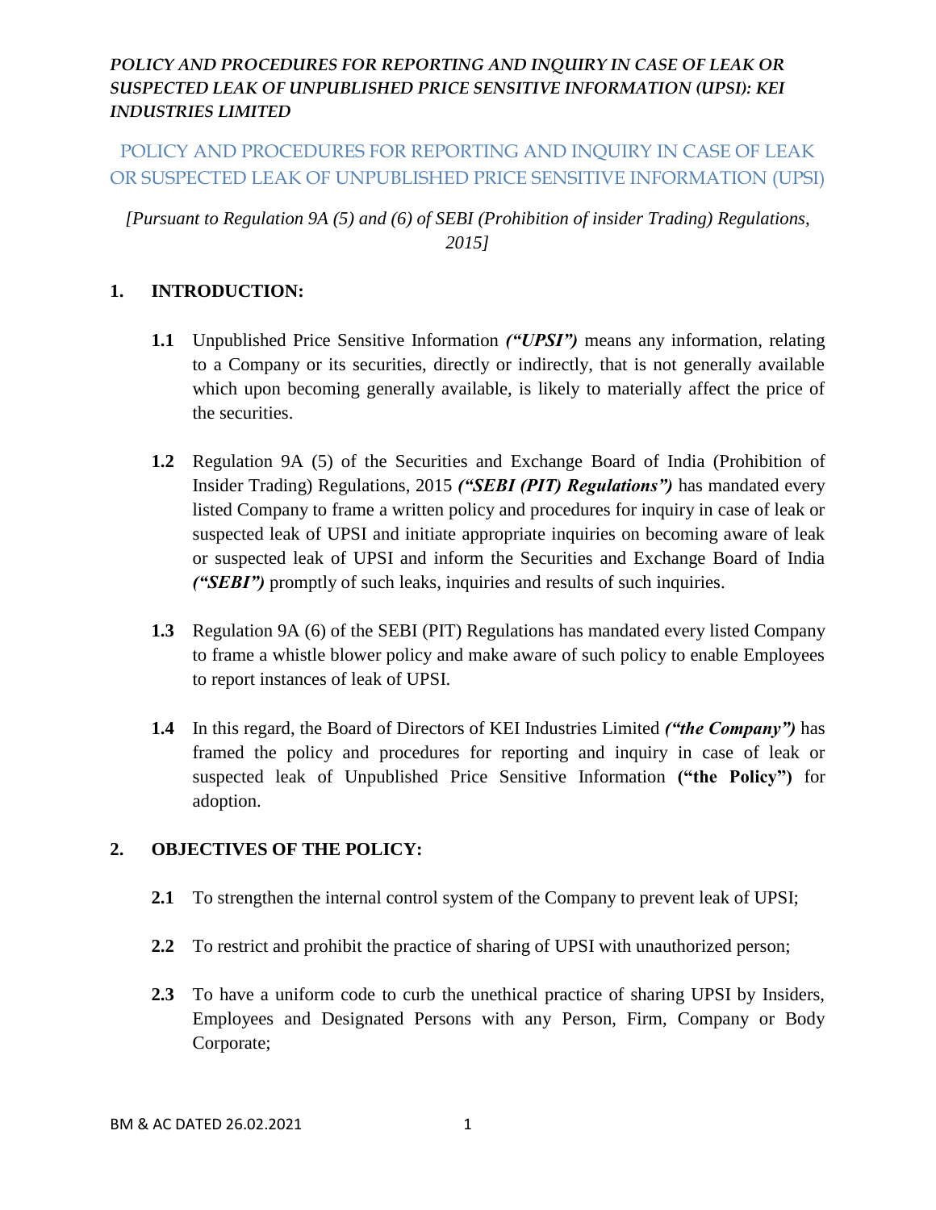*POLICY AND PROCEDURES FOR REPORTING AND INQUIRY IN CASE OF LEAK OR SUSPECTED LEAK OF UNPUBLISHED PRICE SENSITIVE INFORMATION (UPSI): KEI INDUSTRIES LIMITED*

# POLICY AND PROCEDURES FOR REPORTING AND INQUIRY IN CASE OF LEAK OR SUSPECTED LEAK OF UNPUBLISHED PRICE SENSITIVE INFORMATION (UPSI)

*[Pursuant to Regulation 9A (5) and (6) of SEBI (Prohibition of insider Trading) Regulations, 2015]*

## 1. INTRODUCTION:

**1.1** Unpublished Price Sensitive Information ***("UPSI")*** means any information, relating to a Company or its securities, directly or indirectly, that is not generally available which upon becoming generally available, is likely to materially affect the price of the securities.

**1.2** Regulation 9A (5) of the Securities and Exchange Board of India (Prohibition of Insider Trading) Regulations, 2015 ***("SEBI (PIT) Regulations")*** has mandated every listed Company to frame a written policy and procedures for inquiry in case of leak or suspected leak of UPSI and initiate appropriate inquiries on becoming aware of leak or suspected leak of UPSI and inform the Securities and Exchange Board of India ***("SEBI")*** promptly of such leaks, inquiries and results of such inquiries.

**1.3** Regulation 9A (6) of the SEBI (PIT) Regulations has mandated every listed Company to frame a whistle blower policy and make aware of such policy to enable Employees to report instances of leak of UPSI.

**1.4** In this regard, the Board of Directors of KEI Industries Limited ***("the Company")*** has framed the policy and procedures for reporting and inquiry in case of leak or suspected leak of Unpublished Price Sensitive Information **("the Policy")** for adoption.

## 2. OBJECTIVES OF THE POLICY:

**2.1** To strengthen the internal control system of the Company to prevent leak of UPSI;

**2.2** To restrict and prohibit the practice of sharing of UPSI with unauthorized person;

**2.3** To have a uniform code to curb the unethical practice of sharing UPSI by Insiders, Employees and Designated Persons with any Person, Firm, Company or Body Corporate;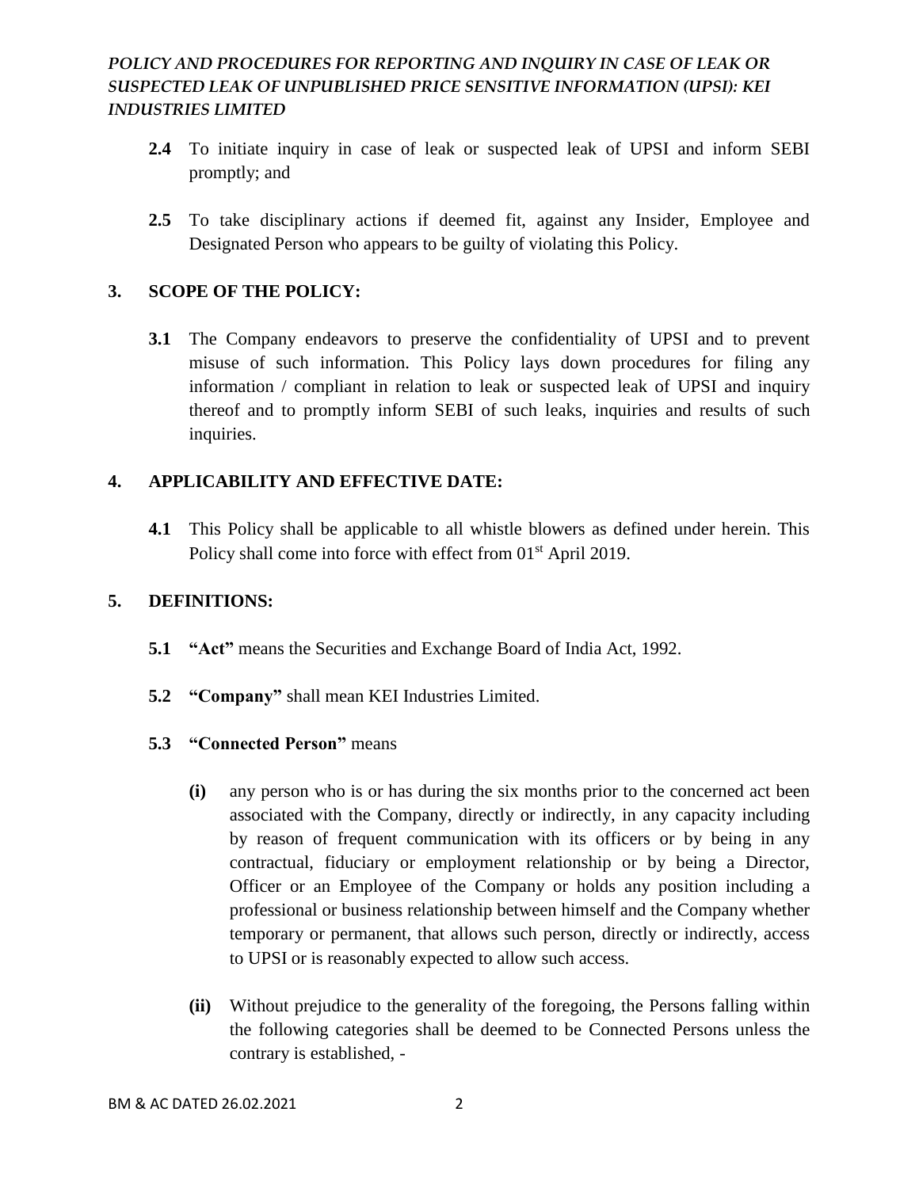**2.4** To initiate inquiry in case of leak or suspected leak of UPSI and inform SEBI promptly; and

**2.5** To take disciplinary actions if deemed fit, against any Insider, Employee and Designated Person who appears to be guilty of violating this Policy.

## 3. SCOPE OF THE POLICY:

**3.1** The Company endeavors to preserve the confidentiality of UPSI and to prevent misuse of such information. This Policy lays down procedures for filing any information / compliant in relation to leak or suspected leak of UPSI and inquiry thereof and to promptly inform SEBI of such leaks, inquiries and results of such inquiries.

## 4. APPLICABILITY AND EFFECTIVE DATE:

**4.1** This Policy shall be applicable to all whistle blowers as defined under herein. This Policy shall come into force with effect from 01st April 2019.

## 5. DEFINITIONS:

**5.1** **"Act"** means the Securities and Exchange Board of India Act, 1992.

**5.2** **"Company"** shall mean KEI Industries Limited.

**5.3** **"Connected Person"** means

**(i)** any person who is or has during the six months prior to the concerned act been associated with the Company, directly or indirectly, in any capacity including by reason of frequent communication with its officers or by being in any contractual, fiduciary or employment relationship or by being a Director, Officer or an Employee of the Company or holds any position including a professional or business relationship between himself and the Company whether temporary or permanent, that allows such person, directly or indirectly, access to UPSI or is reasonably expected to allow such access.

**(ii)** Without prejudice to the generality of the foregoing, the Persons falling within the following categories shall be deemed to be Connected Persons unless the contrary is established, -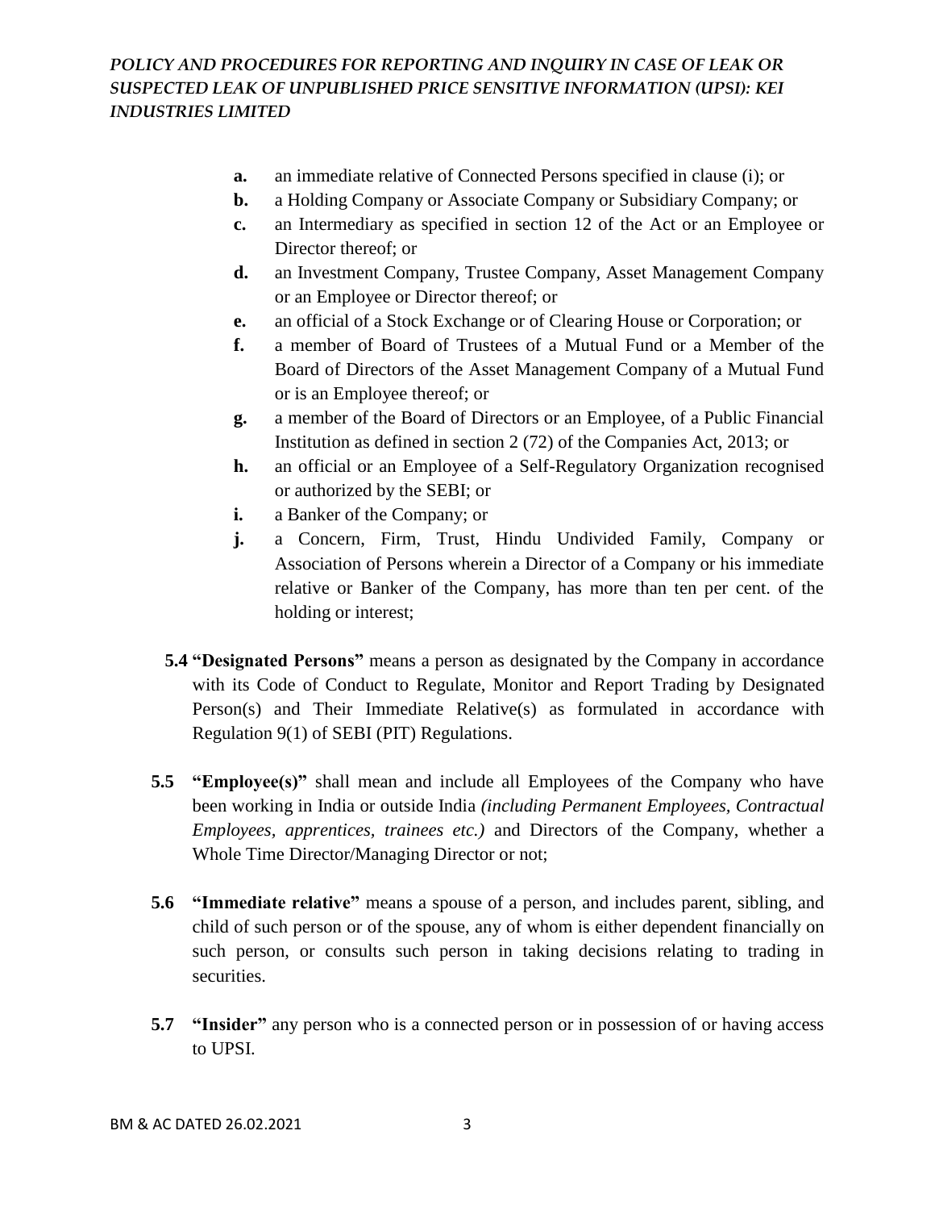- **a.** an immediate relative of Connected Persons specified in clause (i); or
- **b.** a Holding Company or Associate Company or Subsidiary Company; or
- **c.** an Intermediary as specified in section 12 of the Act or an Employee or Director thereof; or
- **d.** an Investment Company, Trustee Company, Asset Management Company or an Employee or Director thereof; or
- **e.** an official of a Stock Exchange or of Clearing House or Corporation; or
- **f.** a member of Board of Trustees of a Mutual Fund or a Member of the Board of Directors of the Asset Management Company of a Mutual Fund or is an Employee thereof; or
- **g.** a member of the Board of Directors or an Employee, of a Public Financial Institution as defined in section 2 (72) of the Companies Act, 2013; or
- **h.** an official or an Employee of a Self-Regulatory Organization recognised or authorized by the SEBI; or
- **i.** a Banker of the Company; or
- **j.** a Concern, Firm, Trust, Hindu Undivided Family, Company or Association of Persons wherein a Director of a Company or his immediate relative or Banker of the Company, has more than ten per cent. of the holding or interest;

**5.4 "Designated Persons"** means a person as designated by the Company in accordance with its Code of Conduct to Regulate, Monitor and Report Trading by Designated Person(s) and Their Immediate Relative(s) as formulated in accordance with Regulation 9(1) of SEBI (PIT) Regulations.

**5.5 "Employee(s)"** shall mean and include all Employees of the Company who have been working in India or outside India *(including Permanent Employees, Contractual Employees, apprentices, trainees etc.)* and Directors of the Company, whether a Whole Time Director/Managing Director or not;

**5.6 "Immediate relative"** means a spouse of a person, and includes parent, sibling, and child of such person or of the spouse, any of whom is either dependent financially on such person, or consults such person in taking decisions relating to trading in securities.

**5.7 "Insider"** any person who is a connected person or in possession of or having access to UPSI.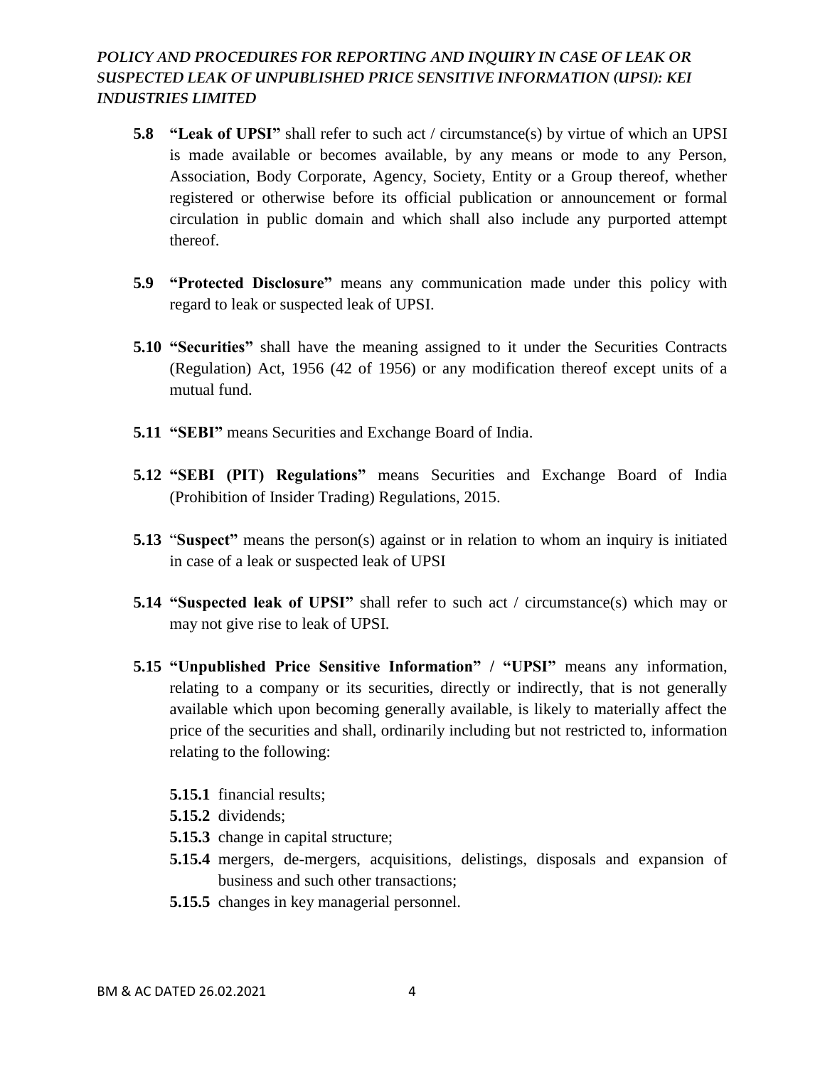**5.8 "Leak of UPSI"** shall refer to such act / circumstance(s) by virtue of which an UPSI is made available or becomes available, by any means or mode to any Person, Association, Body Corporate, Agency, Society, Entity or a Group thereof, whether registered or otherwise before its official publication or announcement or formal circulation in public domain and which shall also include any purported attempt thereof.

**5.9 "Protected Disclosure"** means any communication made under this policy with regard to leak or suspected leak of UPSI.

**5.10 "Securities"** shall have the meaning assigned to it under the Securities Contracts (Regulation) Act, 1956 (42 of 1956) or any modification thereof except units of a mutual fund.

**5.11 "SEBI"** means Securities and Exchange Board of India.

**5.12 "SEBI (PIT) Regulations"** means Securities and Exchange Board of India (Prohibition of Insider Trading) Regulations, 2015.

**5.13** "**Suspect"** means the person(s) against or in relation to whom an inquiry is initiated in case of a leak or suspected leak of UPSI

**5.14 "Suspected leak of UPSI"** shall refer to such act / circumstance(s) which may or may not give rise to leak of UPSI.

**5.15 "Unpublished Price Sensitive Information" / "UPSI"** means any information, relating to a company or its securities, directly or indirectly, that is not generally available which upon becoming generally available, is likely to materially affect the price of the securities and shall, ordinarily including but not restricted to, information relating to the following:

- **5.15.1** financial results;
- **5.15.2** dividends;
- **5.15.3** change in capital structure;
- **5.15.4** mergers, de-mergers, acquisitions, delistings, disposals and expansion of business and such other transactions;
- **5.15.5** changes in key managerial personnel.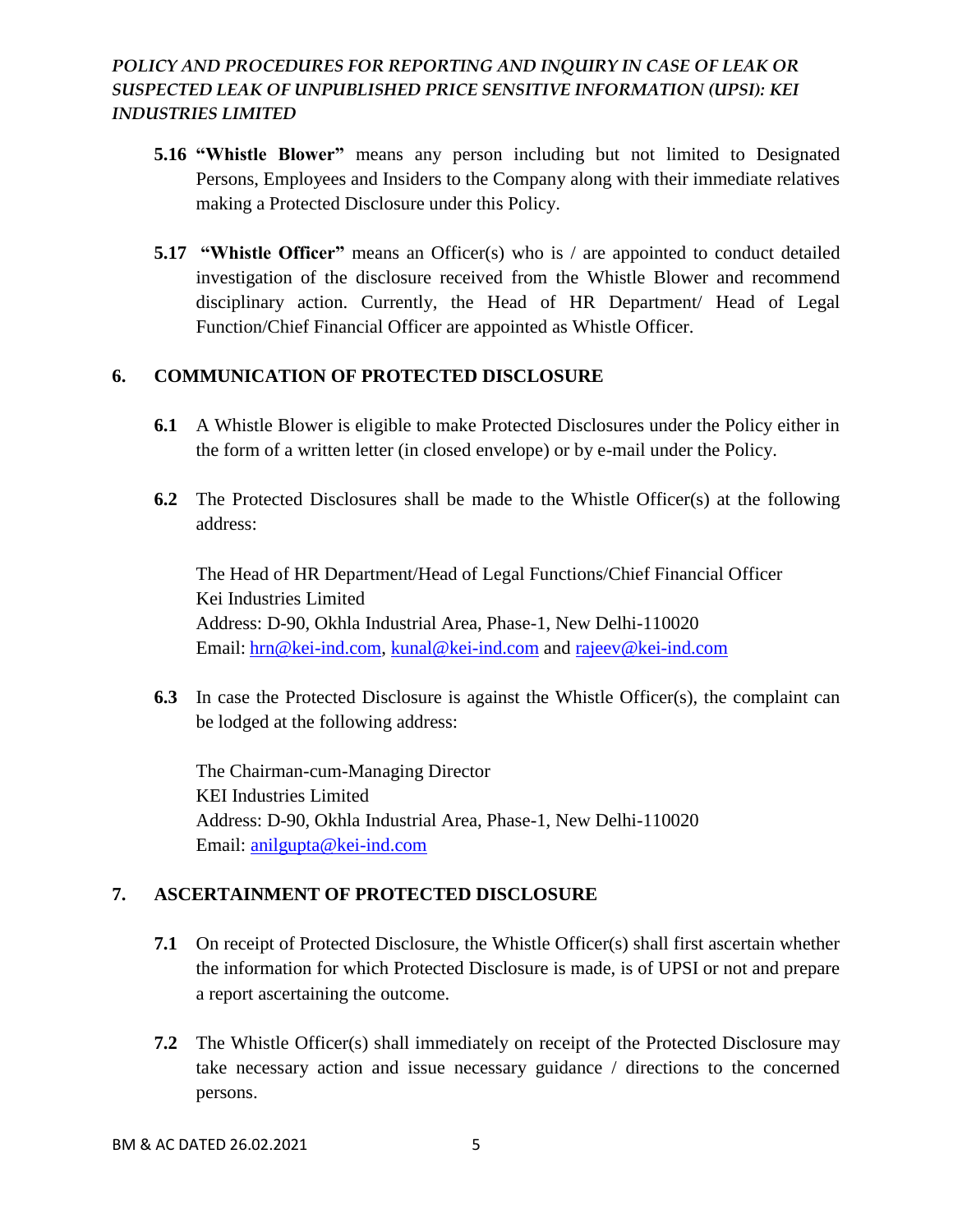**5.16 "Whistle Blower"** means any person including but not limited to Designated Persons, Employees and Insiders to the Company along with their immediate relatives making a Protected Disclosure under this Policy.

**5.17 "Whistle Officer"** means an Officer(s) who is / are appointed to conduct detailed investigation of the disclosure received from the Whistle Blower and recommend disciplinary action. Currently, the Head of HR Department/ Head of Legal Function/Chief Financial Officer are appointed as Whistle Officer.

## 6. COMMUNICATION OF PROTECTED DISCLOSURE

**6.1** A Whistle Blower is eligible to make Protected Disclosures under the Policy either in the form of a written letter (in closed envelope) or by e-mail under the Policy.

**6.2** The Protected Disclosures shall be made to the Whistle Officer(s) at the following address:

The Head of HR Department/Head of Legal Functions/Chief Financial Officer
Kei Industries Limited
Address: D-90, Okhla Industrial Area, Phase-1, New Delhi-110020
Email: hrn@kei-ind.com, kunal@kei-ind.com and rajeev@kei-ind.com

**6.3** In case the Protected Disclosure is against the Whistle Officer(s), the complaint can be lodged at the following address:

The Chairman-cum-Managing Director
KEI Industries Limited
Address: D-90, Okhla Industrial Area, Phase-1, New Delhi-110020
Email: anilgupta@kei-ind.com

## 7. ASCERTAINMENT OF PROTECTED DISCLOSURE

**7.1** On receipt of Protected Disclosure, the Whistle Officer(s) shall first ascertain whether the information for which Protected Disclosure is made, is of UPSI or not and prepare a report ascertaining the outcome.

**7.2** The Whistle Officer(s) shall immediately on receipt of the Protected Disclosure may take necessary action and issue necessary guidance / directions to the concerned persons.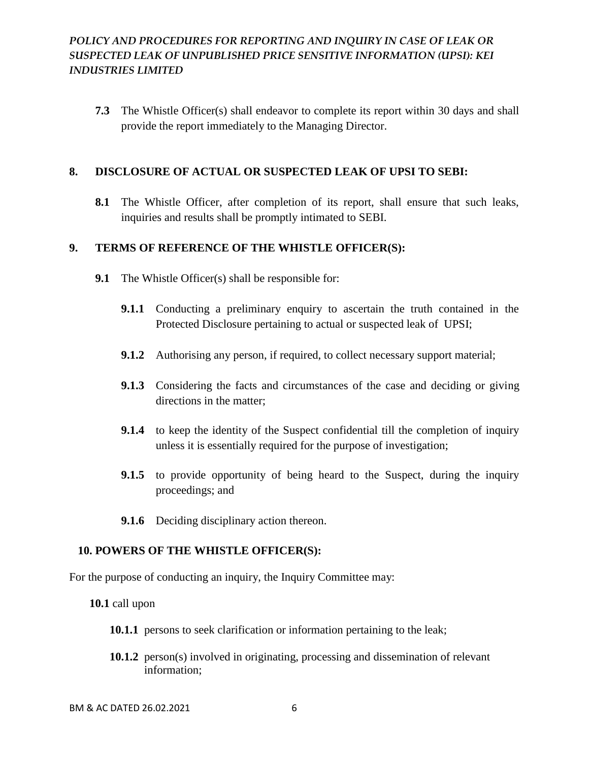**7.3** The Whistle Officer(s) shall endeavor to complete its report within 30 days and shall provide the report immediately to the Managing Director.

## 8. DISCLOSURE OF ACTUAL OR SUSPECTED LEAK OF UPSI TO SEBI:

**8.1** The Whistle Officer, after completion of its report, shall ensure that such leaks, inquiries and results shall be promptly intimated to SEBI.

## 9. TERMS OF REFERENCE OF THE WHISTLE OFFICER(S):

**9.1** The Whistle Officer(s) shall be responsible for:

**9.1.1** Conducting a preliminary enquiry to ascertain the truth contained in the Protected Disclosure pertaining to actual or suspected leak of UPSI;

**9.1.2** Authorising any person, if required, to collect necessary support material;

**9.1.3** Considering the facts and circumstances of the case and deciding or giving directions in the matter;

**9.1.4** to keep the identity of the Suspect confidential till the completion of inquiry unless it is essentially required for the purpose of investigation;

**9.1.5** to provide opportunity of being heard to the Suspect, during the inquiry proceedings; and

**9.1.6** Deciding disciplinary action thereon.

## 10. POWERS OF THE WHISTLE OFFICER(S):

For the purpose of conducting an inquiry, the Inquiry Committee may:

**10.1** call upon

**10.1.1** persons to seek clarification or information pertaining to the leak;

**10.1.2** person(s) involved in originating, processing and dissemination of relevant information;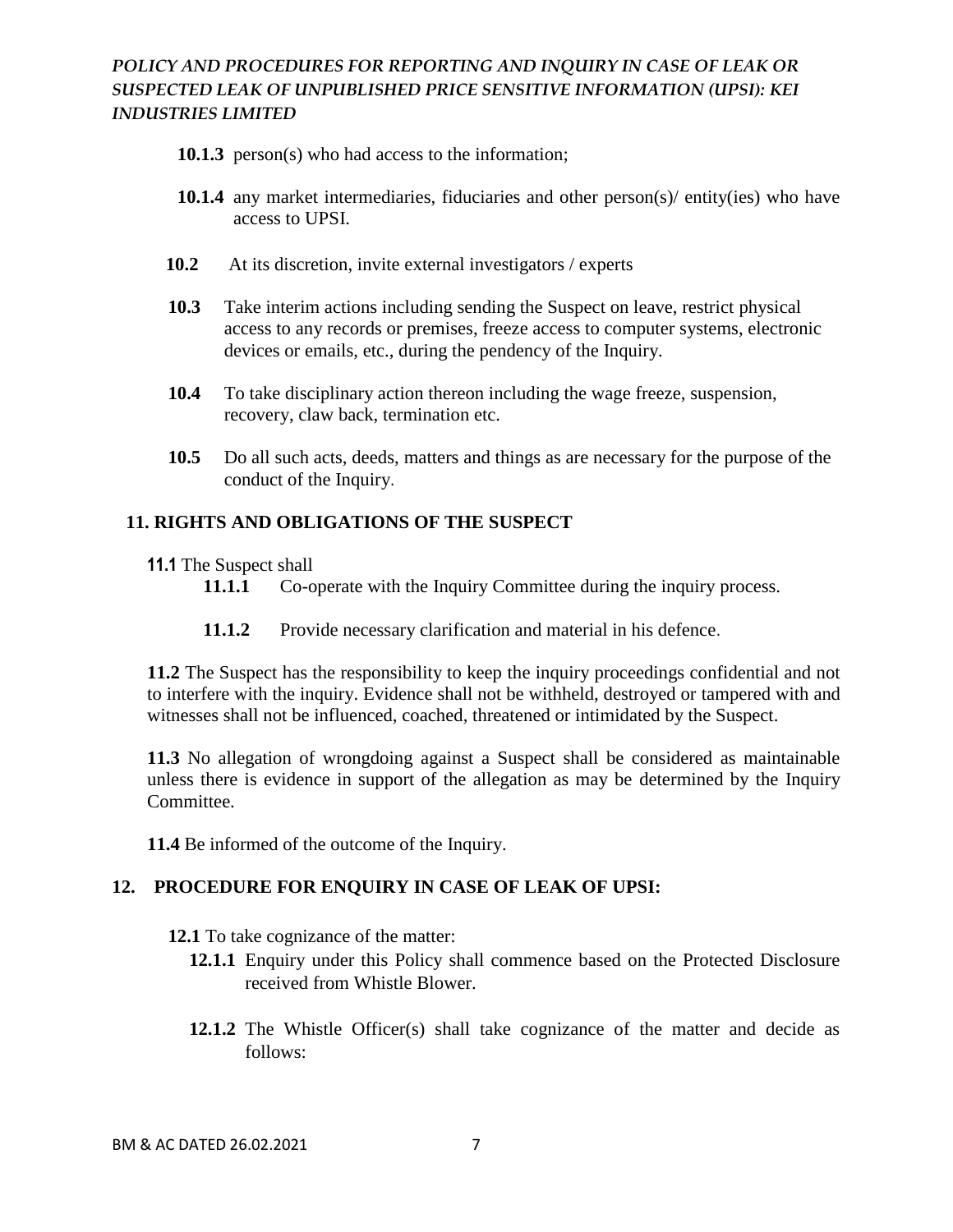**10.1.3** person(s) who had access to the information;

**10.1.4** any market intermediaries, fiduciaries and other person(s)/ entity(ies) who have access to UPSI.

**10.2** At its discretion, invite external investigators / experts

**10.3** Take interim actions including sending the Suspect on leave, restrict physical access to any records or premises, freeze access to computer systems, electronic devices or emails, etc., during the pendency of the Inquiry.

**10.4** To take disciplinary action thereon including the wage freeze, suspension, recovery, claw back, termination etc.

**10.5** Do all such acts, deeds, matters and things as are necessary for the purpose of the conduct of the Inquiry.

## 11. RIGHTS AND OBLIGATIONS OF THE SUSPECT

**11.1** The Suspect shall

**11.1.1** Co-operate with the Inquiry Committee during the inquiry process.

**11.1.2** Provide necessary clarification and material in his defence.

**11.2** The Suspect has the responsibility to keep the inquiry proceedings confidential and not to interfere with the inquiry. Evidence shall not be withheld, destroyed or tampered with and witnesses shall not be influenced, coached, threatened or intimidated by the Suspect.

**11.3** No allegation of wrongdoing against a Suspect shall be considered as maintainable unless there is evidence in support of the allegation as may be determined by the Inquiry Committee.

**11.4** Be informed of the outcome of the Inquiry.

## 12. PROCEDURE FOR ENQUIRY IN CASE OF LEAK OF UPSI:

**12.1** To take cognizance of the matter:

**12.1.1** Enquiry under this Policy shall commence based on the Protected Disclosure received from Whistle Blower.

**12.1.2** The Whistle Officer(s) shall take cognizance of the matter and decide as follows: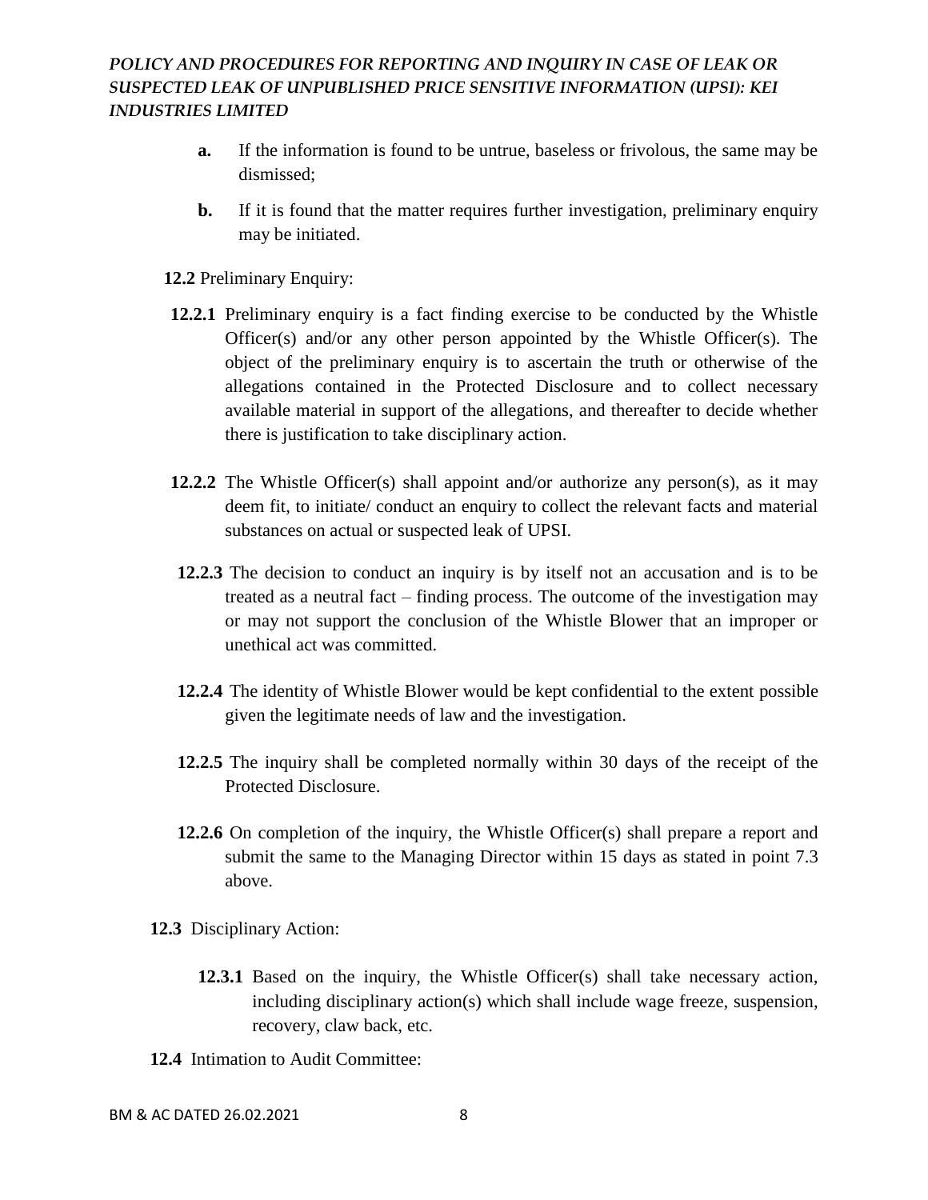- **a.** If the information is found to be untrue, baseless or frivolous, the same may be dismissed;
- **b.** If it is found that the matter requires further investigation, preliminary enquiry may be initiated.

**12.2** Preliminary Enquiry:

**12.2.1** Preliminary enquiry is a fact finding exercise to be conducted by the Whistle Officer(s) and/or any other person appointed by the Whistle Officer(s). The object of the preliminary enquiry is to ascertain the truth or otherwise of the allegations contained in the Protected Disclosure and to collect necessary available material in support of the allegations, and thereafter to decide whether there is justification to take disciplinary action.

**12.2.2** The Whistle Officer(s) shall appoint and/or authorize any person(s), as it may deem fit, to initiate/ conduct an enquiry to collect the relevant facts and material substances on actual or suspected leak of UPSI.

**12.2.3** The decision to conduct an inquiry is by itself not an accusation and is to be treated as a neutral fact – finding process. The outcome of the investigation may or may not support the conclusion of the Whistle Blower that an improper or unethical act was committed.

**12.2.4** The identity of Whistle Blower would be kept confidential to the extent possible given the legitimate needs of law and the investigation.

**12.2.5** The inquiry shall be completed normally within 30 days of the receipt of the Protected Disclosure.

**12.2.6** On completion of the inquiry, the Whistle Officer(s) shall prepare a report and submit the same to the Managing Director within 15 days as stated in point 7.3 above.

**12.3** Disciplinary Action:

**12.3.1** Based on the inquiry, the Whistle Officer(s) shall take necessary action, including disciplinary action(s) which shall include wage freeze, suspension, recovery, claw back, etc.

**12.4** Intimation to Audit Committee: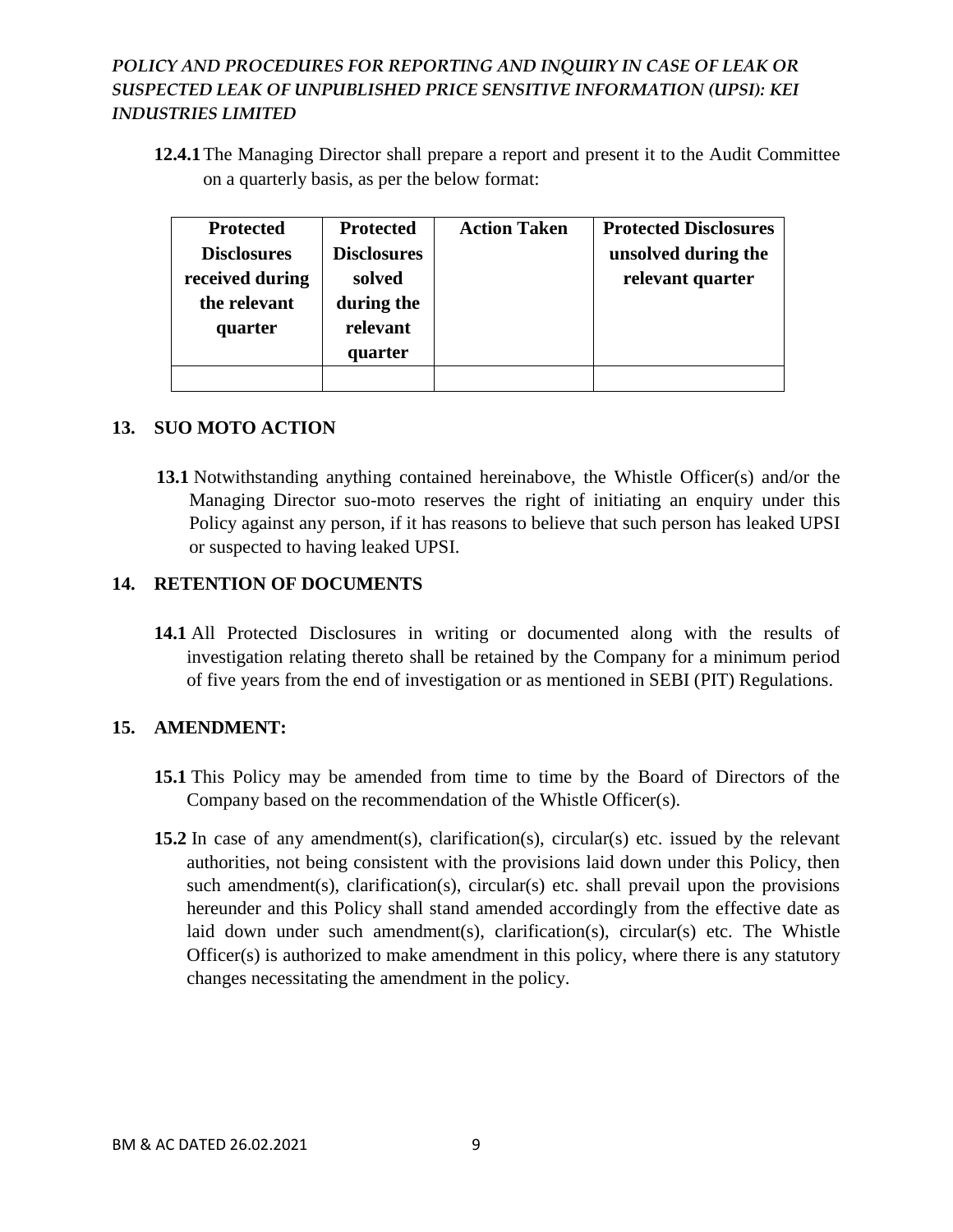**12.4.1** The Managing Director shall prepare a report and present it to the Audit Committee on a quarterly basis, as per the below format:

| Protected Disclosures received during the relevant quarter | Protected Disclosures solved during the relevant quarter | Action Taken | Protected Disclosures unsolved during the relevant quarter |
|---|---|---|---|
| | | | |

## 13. SUO MOTO ACTION

**13.1** Notwithstanding anything contained hereinabove, the Whistle Officer(s) and/or the Managing Director suo-moto reserves the right of initiating an enquiry under this Policy against any person, if it has reasons to believe that such person has leaked UPSI or suspected to having leaked UPSI.

## 14. RETENTION OF DOCUMENTS

**14.1** All Protected Disclosures in writing or documented along with the results of investigation relating thereto shall be retained by the Company for a minimum period of five years from the end of investigation or as mentioned in SEBI (PIT) Regulations.

## 15. AMENDMENT:

**15.1** This Policy may be amended from time to time by the Board of Directors of the Company based on the recommendation of the Whistle Officer(s).

**15.2** In case of any amendment(s), clarification(s), circular(s) etc. issued by the relevant authorities, not being consistent with the provisions laid down under this Policy, then such amendment(s), clarification(s), circular(s) etc. shall prevail upon the provisions hereunder and this Policy shall stand amended accordingly from the effective date as laid down under such amendment(s), clarification(s), circular(s) etc. The Whistle Officer(s) is authorized to make amendment in this policy, where there is any statutory changes necessitating the amendment in the policy.